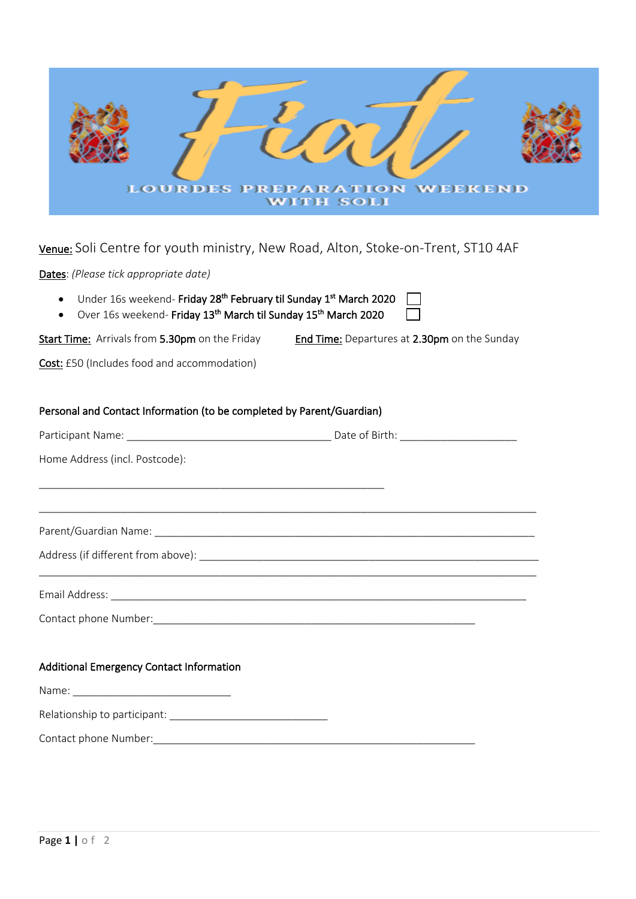# Fiat

## LOURDES PREPARATION WEEKEND WITH SOLI

**Venue:** Soli Centre for youth ministry, New Road, Alton, Stoke-on-Trent, ST10 4AF

**Dates**: *(Please tick appropriate date)*

- Under 16s weekend- **Friday 28th February til Sunday 1st March 2020** ☐
- Over 16s weekend- **Friday 13th March til Sunday 15th March 2020** ☐

**Start Time:** Arrivals from **5.30pm** on the Friday

**End Time:** Departures at **2.30pm** on the Sunday

**Cost:** £50 (Includes food and accommodation)

### Personal and Contact Information (to be completed by Parent/Guardian)

Participant Name: ____________________________________ Date of Birth: ____________________

Home Address (incl. Postcode):

____________________________________________________________

____________________________________________________________________________________

Parent/Guardian Name: _________________________________________________________________

Address (if different from above): ___________________________________________________________

____________________________________________________________________________________

Email Address: _______________________________________________________________________

Contact phone Number:_______________________________________________________

### Additional Emergency Contact Information

Name: ___________________________

Relationship to participant: ___________________________

Contact phone Number:_______________________________________________________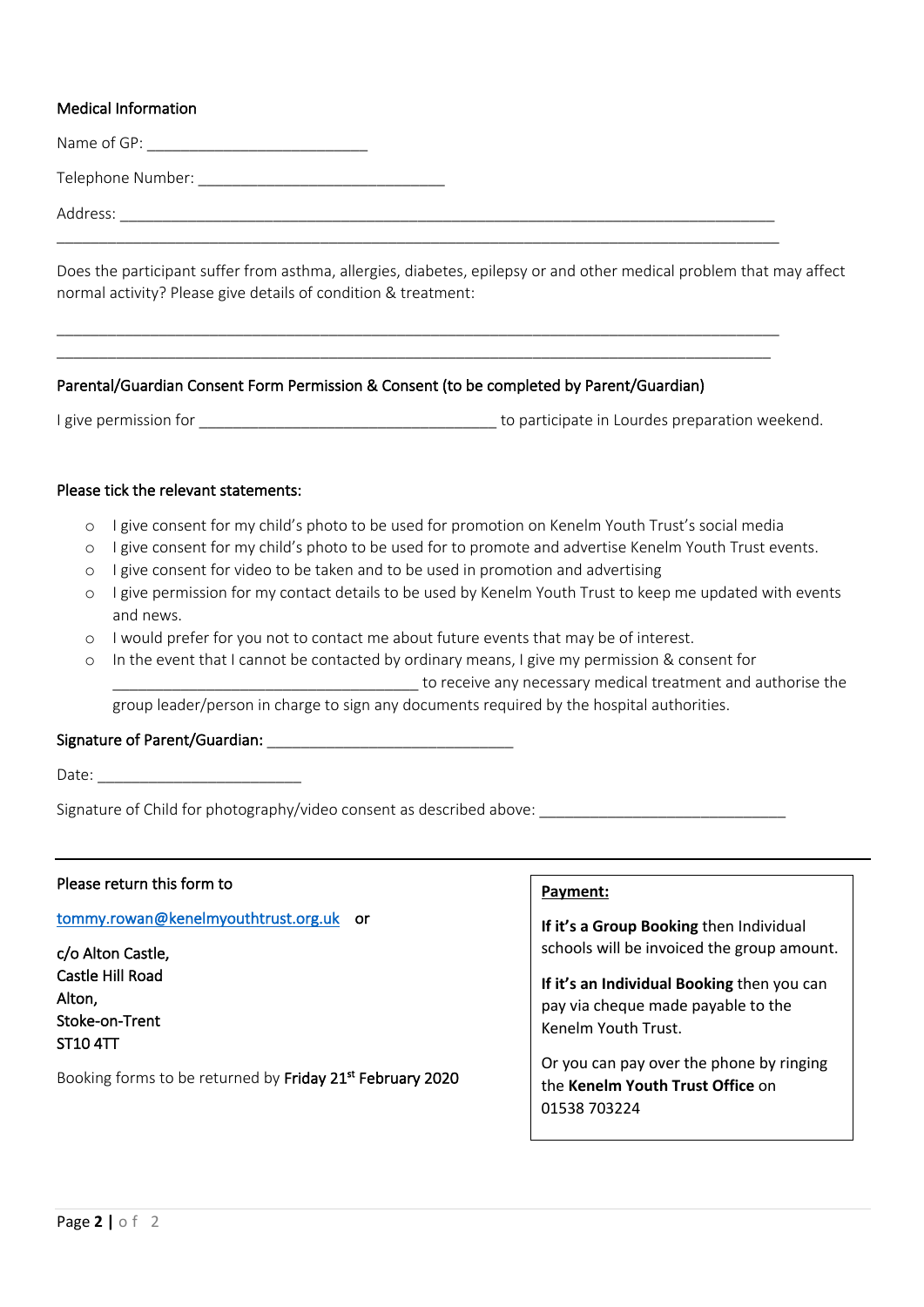### Medical Information

Name of GP: ___________________________

Telephone Number: ______________________________

Address: _______________________________________________________________________________

_________________________________________________________________________________________

Does the participant suffer from asthma, allergies, diabetes, epilepsy or and other medical problem that may affect normal activity? Please give details of condition & treatment:

_________________________________________________________________________________________

_________________________________________________________________________________________

### Parental/Guardian Consent Form Permission & Consent (to be completed by Parent/Guardian)

I give permission for ____________________________________ to participate in Lourdes preparation weekend.

### Please tick the relevant statements:

- I give consent for my child's photo to be used for promotion on Kenelm Youth Trust's social media
- I give consent for my child's photo to be used for to promote and advertise Kenelm Youth Trust events.
- I give consent for video to be taken and to be used in promotion and advertising
- I give permission for my contact details to be used by Kenelm Youth Trust to keep me updated with events and news.
- I would prefer for you not to contact me about future events that may be of interest.
- In the event that I cannot be contacted by ordinary means, I give my permission & consent for _____________________________________ to receive any necessary medical treatment and authorise the group leader/person in charge to sign any documents required by the hospital authorities.

Signature of Parent/Guardian: ______________________________

Date: _________________________

Signature of Child for photography/video consent as described above: ______________________________

---

Please return this form to

tommy.rowan@kenelmyouthtrust.org.uk or

c/o Alton Castle,
Castle Hill Road
Alton,
Stoke-on-Trent
ST10 4TT

Booking forms to be returned by **Friday 21st February 2020**

**Payment:**

**If it's a Group Booking** then Individual schools will be invoiced the group amount.

**If it's an Individual Booking** then you can pay via cheque made payable to the Kenelm Youth Trust.

Or you can pay over the phone by ringing the **Kenelm Youth Trust Office** on 01538 703224